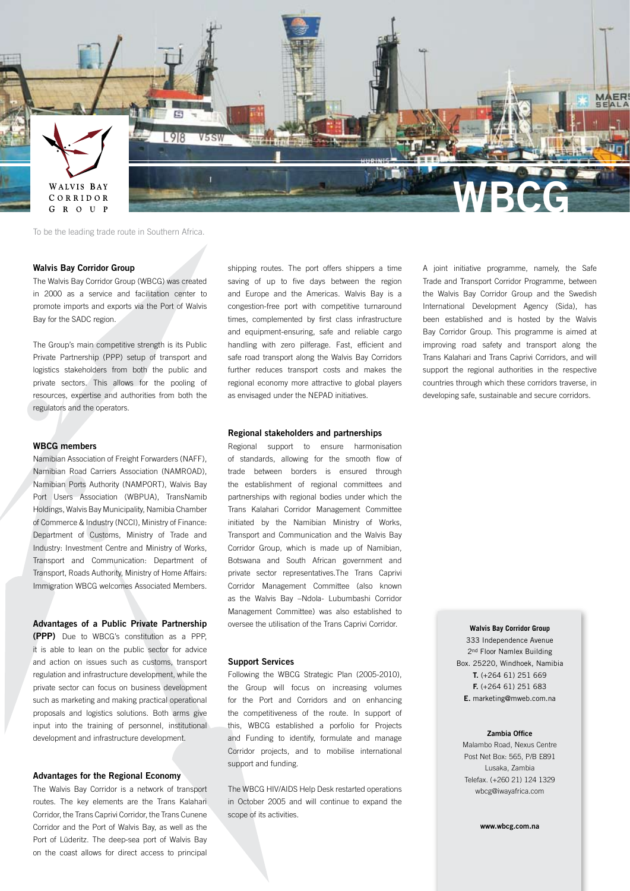# WBCG

To be the leading trade route in Southern Africa.

## Walvis Bay Corridor Group

The Walvis Bay Corridor Group (WBCG) was created in 2000 as a service and facilitation center to promote imports and exports via the Port of Walvis Bay for the SADC region.

The Group's main competitive strength is its Public Private Partnership (PPP) setup of transport and logistics stakeholders from both the public and private sectors. This allows for the pooling of resources, expertise and authorities from both the regulators and the operators.

## WBCG members

Namibian Association of Freight Forwarders (NAFF), Namibian Road Carriers Association (NAMROAD), Namibian Ports Authority (NAMPORT), Walvis Bay Port Users Association (WBPUA), TransNamib Holdings, Walvis Bay Municipality, Namibia Chamber of Commerce & Industry (NCCI), Ministry of Finance: Department of Customs, Ministry of Trade and Industry: Investment Centre and Ministry of Works, Transport and Communication: Department of Transport, Roads Authority, Ministry of Home Affairs: Immigration WBCG welcomes Associated Members.

**Advantages of a Public Private Partnership (PPP)** Due to WBCG's constitution as a PPP, it is able to lean on the public sector for advice and action on issues such as customs, transport regulation and infrastructure development, while the private sector can focus on business development such as marketing and making practical operational proposals and logistics solutions. Both arms give input into the training of personnel, institutional development and infrastructure development.

## Advantages for the Regional Economy

The Walvis Bay Corridor is a network of transport routes. The key elements are the Trans Kalahari Corridor, the Trans Caprivi Corridor, the Trans Cunene Corridor and the Port of Walvis Bay, as well as the Port of Lüderitz. The deep-sea port of Walvis Bay on the coast allows for direct access to principal shipping routes. The port offers shippers a time saving of up to five days between the region and Europe and the Americas. Walvis Bay is a congestion-free port with competitive turnaround times, complemented by first class infrastructure and equipment-ensuring, safe and reliable cargo handling with zero pilferage. Fast, efficient and safe road transport along the Walvis Bay Corridors further reduces transport costs and makes the regional economy more attractive to global players as envisaged under the NEPAD initiatives.

## Regional stakeholders and partnerships

Regional support to ensure harmonisation of standards, allowing for the smooth flow of trade between borders is ensured through the establishment of regional committees and partnerships with regional bodies under which the Trans Kalahari Corridor Management Committee initiated by the Namibian Ministry of Works, Transport and Communication and the Walvis Bay Corridor Group, which is made up of Namibian, Botswana and South African government and private sector representatives.The Trans Caprivi Corridor Management Committee (also known as the Walvis Bay –Ndola- Lubumbashi Corridor Management Committee) was also established to oversee the utilisation of the Trans Caprivi Corridor.

## Support Services

Following the WBCG Strategic Plan (2005-2010), the Group will focus on increasing volumes for the Port and Corridors and on enhancing the competitiveness of the route. In support of this, WBCG established a porfolio for Projects and Funding to identify, formulate and manage Corridor projects, and to mobilise international support and funding.

The WBCG HIV/AIDS Help Desk restarted operations in October 2005 and will continue to expand the scope of its activities.

A joint initiative programme, namely, the Safe Trade and Transport Corridor Programme, between the Walvis Bay Corridor Group and the Swedish International Development Agency (Sida), has been established and is hosted by the Walvis Bay Corridor Group. This programme is aimed at improving road safety and transport along the Trans Kalahari and Trans Caprivi Corridors, and will support the regional authorities in the respective countries through which these corridors traverse, in developing safe, sustainable and secure corridors.

**Walvis Bay Corridor Group**
333 Independence Avenue
2nd Floor Namlex Building
Box. 25220, Windhoek, Namibia
**T.** (+264 61) 251 669
**F.** (+264 61) 251 683
**E.** marketing@mweb.com.na

**Zambia Office**
Malambo Road, Nexus Centre
Post Net Box: 565, P/B E891
Lusaka, Zambia
Telefax. (+260 21) 124 1329
wbcg@iwayafrica.com

**www.wbcg.com.na**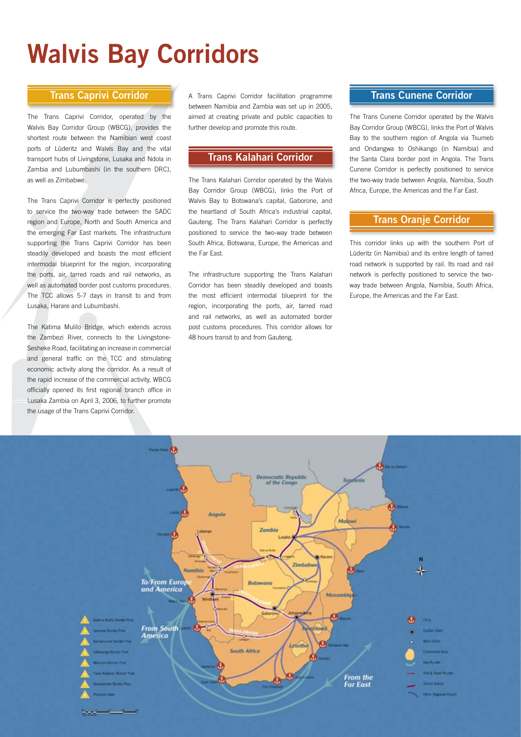# Walvis Bay Corridors

## Trans Caprivi Corridor

The Trans Caprivi Corridor, operated by the Walvis Bay Corridor Group (WBCG), provides the shortest route between the Namibian west coast ports of Lüderitz and Walvis Bay and the vital transport hubs of Livingstone, Lusaka and Ndola in Zambia and Lubumbashi (in the southern DRC), as well as Zimbabwe.

The Trans Caprivi Corridor is perfectly positioned to service the two-way trade between the SADC region and Europe, North and South America and the emerging Far East markets. The infrastructure supporting the Trans Caprivi Corridor has been steadily developed and boasts the most efficient intermodal blueprint for the region, incorporating the ports, air, tarred roads and rail networks, as well as automated border post customs procedures. The TCC allows 5-7 days in transit to and from Lusaka, Harare and Lubumbashi.

The Katima Mulilo Bridge, which extends across the Zambezi River, connects to the Livingstone-Sesheke Road, facilitating an increase in commercial and general traffic on the TCC and stimulating economic activity along the corridor. As a result of the rapid increase of the commercial activity, WBCG officially opened its first regional branch office in Lusaka Zambia on April 3, 2006, to further promote the usage of the Trans Caprivi Corridor.

A Trans Caprivi Corridor facilitation programme between Namibia and Zambia was set up in 2005, aimed at creating private and public capacities to further develop and promote this route.

## Trans Kalahari Corridor

The Trans Kalahari Corridor operated by the Walvis Bay Corridor Group (WBCG), links the Port of Walvis Bay to Botswana's capital, Gaborone, and the heartland of South Africa's industrial capital, Gauteng. The Trans Kalahari Corridor is perfectly positioned to service the two-way trade between South Africa, Botswana, Europe, the Americas and the Far East.

The infrastructure supporting the Trans Kalahari Corridor has been steadily developed and boasts the most efficient intermodal blueprint for the region, incorporating the ports, air, tarred road and rail networks, as well as automated border post customs procedures. This corridor allows for 48 hours transit to and from Gauteng.

## Trans Cunene Corridor

The Trans Cunene Corridor operated by the Walvis Bay Corridor Group (WBCG), links the Port of Walvis Bay to the southern region of Angola via Tsumeb and Ondangwa to Oshikango (in Namibia) and the Santa Clara border post in Angola. The Trans Cunene Corridor is perfectly positioned to service the two-way trade between Angola, Namibia, South Africa, Europe, the Americas and the Far East.

## Trans Oranje Corridor

This corridor links up with the southern Port of Lüderitz (in Namibia) and its entire length of tarred road network is supported by rail. Its road and rail network is perfectly positioned to service the two-way trade between Angola, Namibia, South Africa, Europe, the Americas and the Far East.

To/From Europe and America

From South America

From the Far East